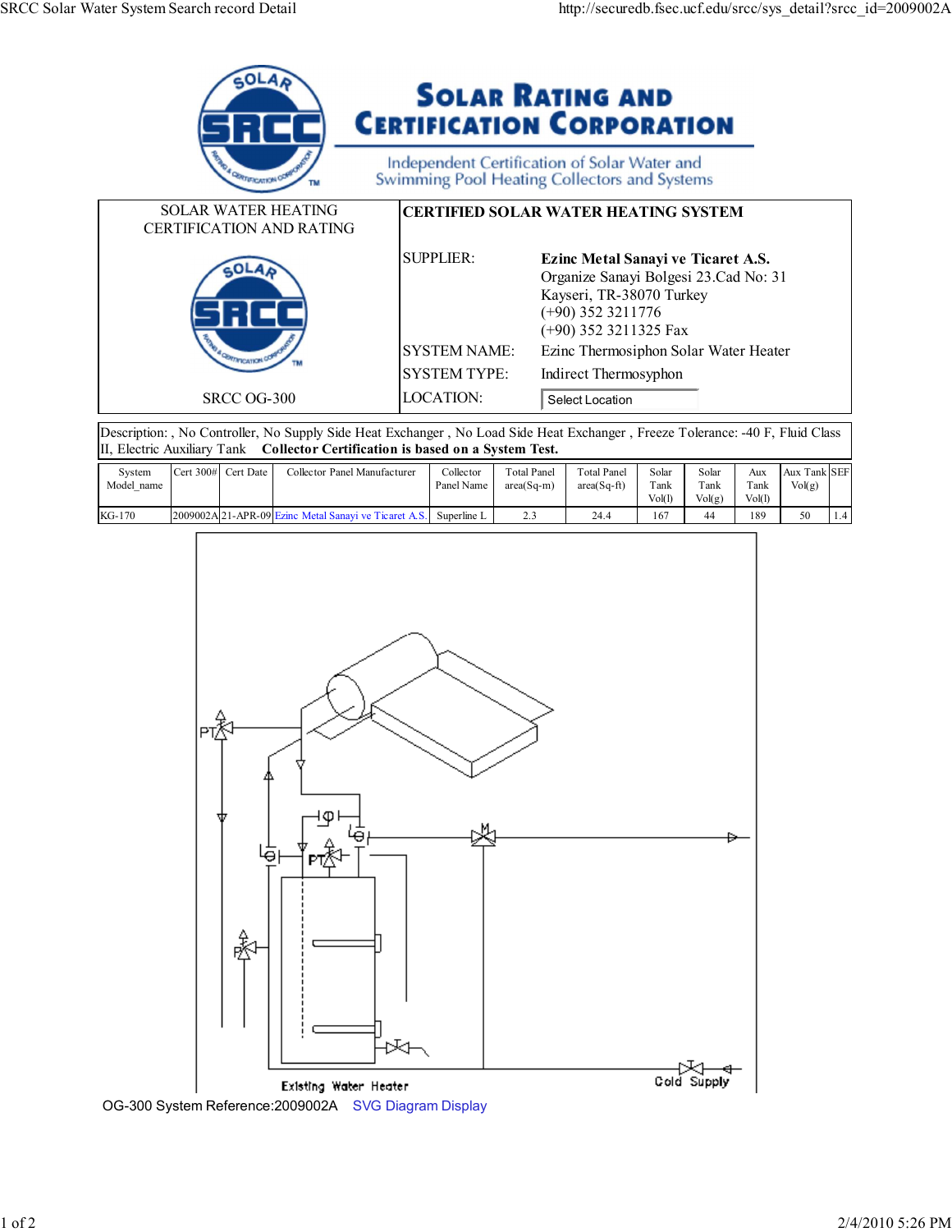# Solar Rating and Certification Corporation

Independent Certification of Solar Water and Swimming Pool Heating Collectors and Systems

| SOLAR WATER HEATING CERTIFICATION AND RATING | CERTIFIED SOLAR WATER HEATING SYSTEM | |
|---|---|---|
| | SUPPLIER: | **Ezinc Metal Sanayi ve Ticaret A.S.** Organize Sanayi Bolgesi 23.Cad No: 31 Kayseri, TR-38070 Turkey (+90) 352 3211776 (+90) 352 3211325 Fax |
| | SYSTEM NAME: | Ezinc Thermosiphon Solar Water Heater |
| | SYSTEM TYPE: | Indirect Thermosyphon |
| SRCC OG-300 | LOCATION: | Select Location |

Description: , No Controller, No Supply Side Heat Exchanger , No Load Side Heat Exchanger , Freeze Tolerance: -40 F, Fluid Class II, Electric Auxiliary Tank **Collector Certification is based on a System Test.**

| System Model_name | Cert 300# | Cert Date | Collector Panel Manufacturer | Collector Panel Name | Total Panel area(Sq-m) | Total Panel area(Sq-ft) | Solar Tank Vol(l) | Solar Tank Vol(g) | Aux Tank Vol(l) | Aux Tank Vol(g) | SEF |
|---|---|---|---|---|---|---|---|---|---|---|---|
| KG-170 | 2009002A | 21-APR-09 | Ezinc Metal Sanayi ve Ticaret A.S. | Superline L | 2.3 | 24.4 | 167 | 44 | 189 | 50 | 1.4 |

Existing Water Heater

Cold Supply

OG-300 System Reference:2009002A SVG Diagram Display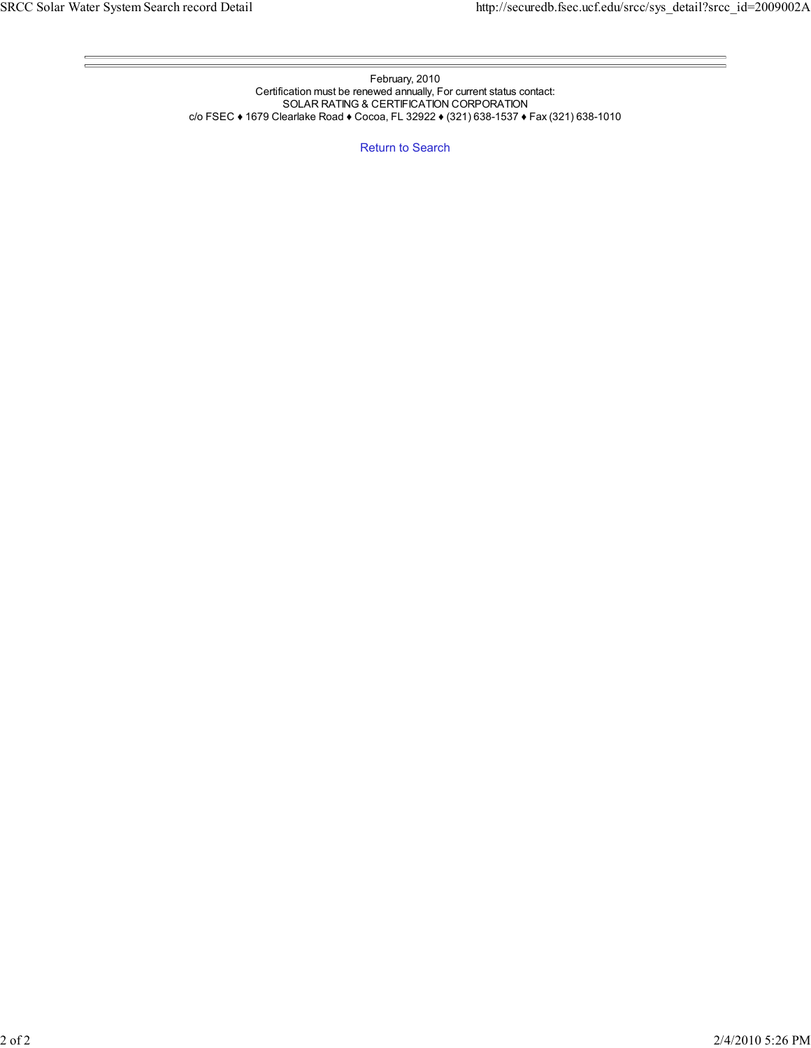February, 2010
Certification must be renewed annually, For current status contact:
SOLAR RATING & CERTIFICATION CORPORATION
c/o FSEC ♦ 1679 Clearlake Road ♦ Cocoa, FL 32922 ♦ (321) 638-1537 ♦ Fax (321) 638-1010

Return to Search